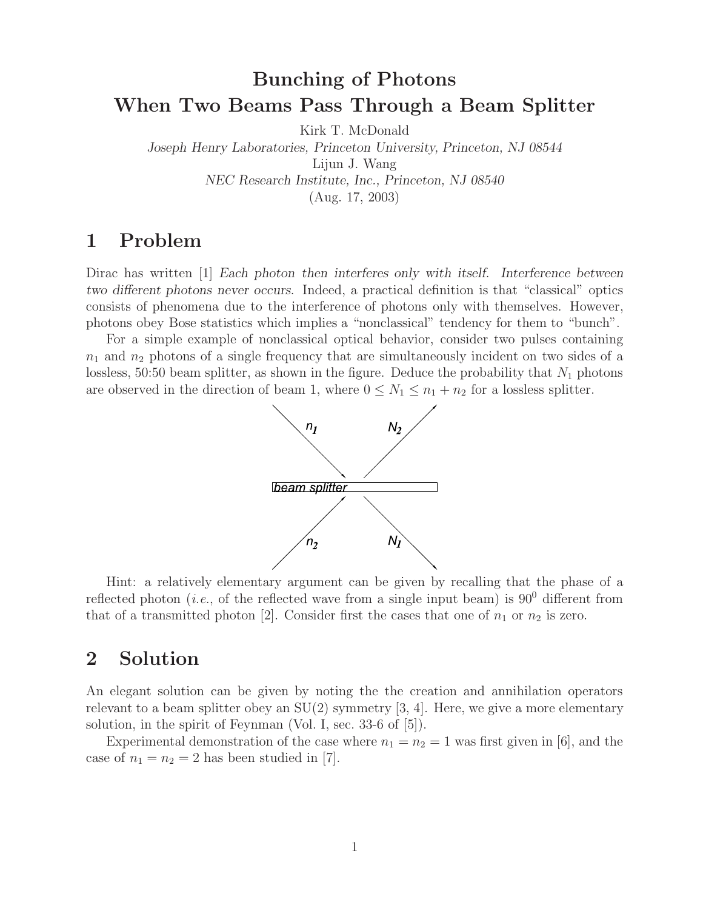# Bunching of Photons When Two Beams Pass Through a Beam Splitter

Kirk T. McDonald
*Joseph Henry Laboratories, Princeton University, Princeton, NJ 08544*
Lijun J. Wang
*NEC Research Institute, Inc., Princeton, NJ 08540*
(Aug. 17, 2003)

## 1 Problem

Dirac has written [1] *Each photon then interferes only with itself. Interference between two different photons never occurs*. Indeed, a practical definition is that "classical" optics consists of phenomena due to the interference of photons only with themselves. However, photons obey Bose statistics which implies a "nonclassical" tendency for them to "bunch".

For a simple example of nonclassical optical behavior, consider two pulses containing $n_1$ and $n_2$ photons of a single frequency that are simultaneously incident on two sides of a lossless, 50:50 beam splitter, as shown in the figure. Deduce the probability that $N_1$ photons are observed in the direction of beam 1, where $0 \le N_1 \le n_1 + n_2$ for a lossless splitter.

Hint: a relatively elementary argument can be given by recalling that the phase of a reflected photon (*i.e.*, of the reflected wave from a single input beam) is $90^0$ different from that of a transmitted photon [2]. Consider first the cases that one of $n_1$ or $n_2$ is zero.

## 2 Solution

An elegant solution can be given by noting the the creation and annihilation operators relevant to a beam splitter obey an SU(2) symmetry [3, 4]. Here, we give a more elementary solution, in the spirit of Feynman (Vol. I, sec. 33-6 of [5]).

Experimental demonstration of the case where $n_1 = n_2 = 1$ was first given in [6], and the case of $n_1 = n_2 = 2$ has been studied in [7].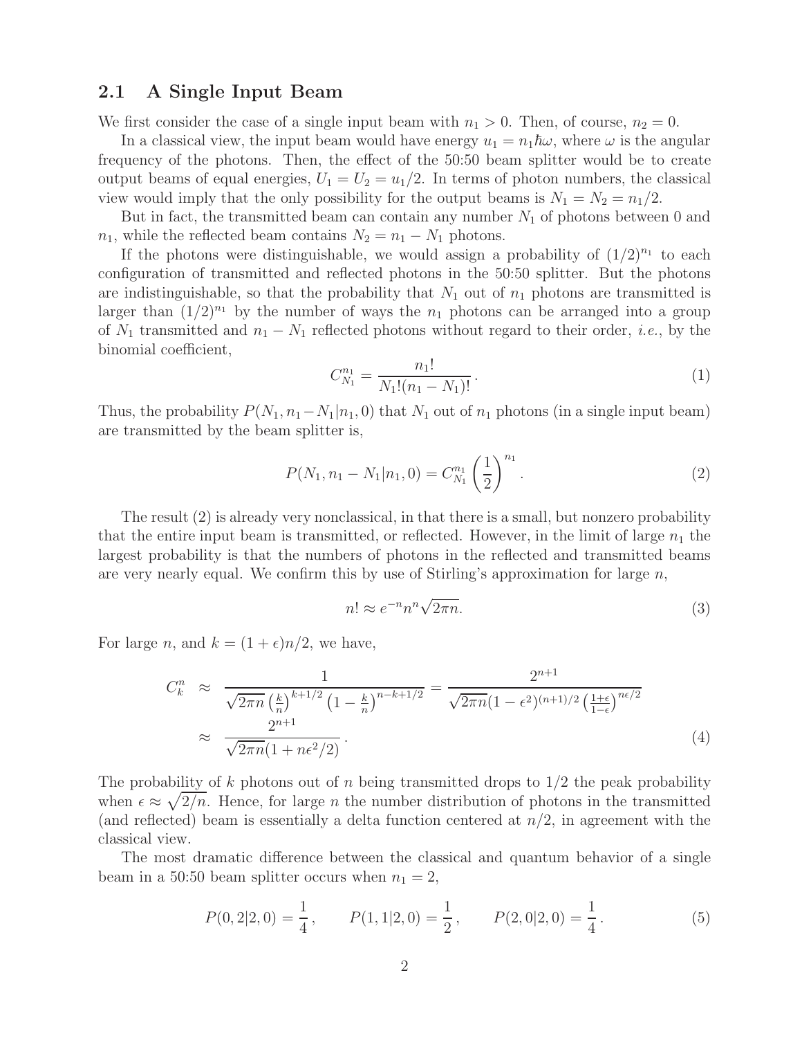### 2.1 A Single Input Beam

We first consider the case of a single input beam with $n_1 > 0$. Then, of course, $n_2 = 0$.

In a classical view, the input beam would have energy $u_1 = n_1\hbar\omega$, where $\omega$ is the angular frequency of the photons. Then, the effect of the 50:50 beam splitter would be to create output beams of equal energies, $U_1 = U_2 = u_1/2$. In terms of photon numbers, the classical view would imply that the only possibility for the output beams is $N_1 = N_2 = n_1/2$.

But in fact, the transmitted beam can contain any number $N_1$ of photons between 0 and $n_1$, while the reflected beam contains $N_2 = n_1 - N_1$ photons.

If the photons were distinguishable, we would assign a probability of $(1/2)^{n_1}$ to each configuration of transmitted and reflected photons in the 50:50 splitter. But the photons are indistinguishable, so that the probability that $N_1$ out of $n_1$ photons are transmitted is larger than $(1/2)^{n_1}$ by the number of ways the $n_1$ photons can be arranged into a group of $N_1$ transmitted and $n_1 - N_1$ reflected photons without regard to their order, *i.e.*, by the binomial coefficient,

$$C^{n_1}_{N_1} = \frac{n_1!}{N_1!(n_1 - N_1)!}\,. \tag{1}$$

Thus, the probability $P(N_1, n_1 - N_1|n_1, 0)$ that $N_1$ out of $n_1$ photons (in a single input beam) are transmitted by the beam splitter is,

$$P(N_1, n_1 - N_1|n_1, 0) = C^{n_1}_{N_1}\left(\frac{1}{2}\right)^{n_1}. \tag{2}$$

The result (2) is already very nonclassical, in that there is a small, but nonzero probability that the entire input beam is transmitted, or reflected. However, in the limit of large $n_1$ the largest probability is that the numbers of photons in the reflected and transmitted beams are very nearly equal. We confirm this by use of Stirling's approximation for large $n$,

$$n! \approx e^{-n} n^n \sqrt{2\pi n}. \tag{3}$$

For large $n$, and $k = (1+\epsilon)n/2$, we have,

$$\begin{aligned} C^n_k &\approx \frac{1}{\sqrt{2\pi n}\left(\frac{k}{n}\right)^{k+1/2}\left(1-\frac{k}{n}\right)^{n-k+1/2}} = \frac{2^{n+1}}{\sqrt{2\pi n}(1-\epsilon^2)^{(n+1)/2}\left(\frac{1+\epsilon}{1-\epsilon}\right)^{n\epsilon/2}} \\ &\approx \frac{2^{n+1}}{\sqrt{2\pi n}(1+n\epsilon^2/2)}\,. \end{aligned} \tag{4}$$

The probability of $k$ photons out of $n$ being transmitted drops to 1/2 the peak probability when $\epsilon \approx \sqrt{2/n}$. Hence, for large $n$ the number distribution of photons in the transmitted (and reflected) beam is essentially a delta function centered at $n/2$, in agreement with the classical view.

The most dramatic difference between the classical and quantum behavior of a single beam in a 50:50 beam splitter occurs when $n_1 = 2$,

$$P(0,2|2,0) = \frac{1}{4}\,, \qquad P(1,1|2,0) = \frac{1}{2}\,, \qquad P(2,0|2,0) = \frac{1}{4}\,. \tag{5}$$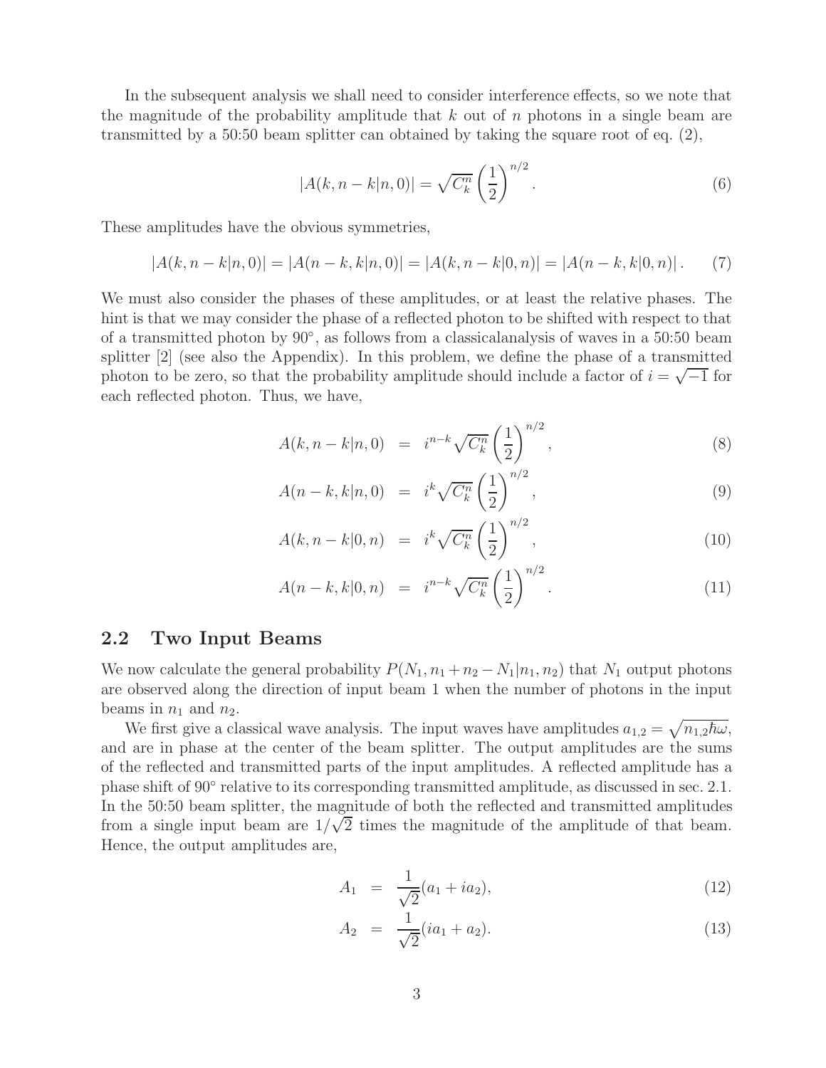In the subsequent analysis we shall need to consider interference effects, so we note that the magnitude of the probability amplitude that $k$ out of $n$ photons in a single beam are transmitted by a 50:50 beam splitter can obtained by taking the square root of eq. (2),

$$|A(k, n-k|n, 0)| = \sqrt{C_k^n} \left(\frac{1}{2}\right)^{n/2}. \tag{6}$$

These amplitudes have the obvious symmetries,

$$|A(k, n-k|n, 0)| = |A(n-k, k|n, 0)| = |A(k, n-k|0, n)| = |A(n-k, k|0, n)|. \tag{7}$$

We must also consider the phases of these amplitudes, or at least the relative phases. The hint is that we may consider the phase of a reflected photon to be shifted with respect to that of a transmitted photon by 90°, as follows from a classicalanalysis of waves in a 50:50 beam splitter [2] (see also the Appendix). In this problem, we define the phase of a transmitted photon to be zero, so that the probability amplitude should include a factor of $i = \sqrt{-1}$ for each reflected photon. Thus, we have,

$$A(k, n-k|n, 0) = i^{n-k} \sqrt{C_k^n} \left(\frac{1}{2}\right)^{n/2}, \tag{8}$$

$$A(n-k, k|n, 0) = i^{k} \sqrt{C_k^n} \left(\frac{1}{2}\right)^{n/2}, \tag{9}$$

$$A(k, n-k|0, n) = i^{k} \sqrt{C_k^n} \left(\frac{1}{2}\right)^{n/2}, \tag{10}$$

$$A(n-k, k|0, n) = i^{n-k} \sqrt{C_k^n} \left(\frac{1}{2}\right)^{n/2}. \tag{11}$$

## 2.2 Two Input Beams

We now calculate the general probability $P(N_1, n_1 + n_2 - N_1|n_1, n_2)$ that $N_1$ output photons are observed along the direction of input beam 1 when the number of photons in the input beams in $n_1$ and $n_2$.

We first give a classical wave analysis. The input waves have amplitudes $a_{1,2} = \sqrt{n_{1,2}\hbar\omega}$, and are in phase at the center of the beam splitter. The output amplitudes are the sums of the reflected and transmitted parts of the input amplitudes. A reflected amplitude has a phase shift of 90° relative to its corresponding transmitted amplitude, as discussed in sec. 2.1. In the 50:50 beam splitter, the magnitude of both the reflected and transmitted amplitudes from a single input beam are $1/\sqrt{2}$ times the magnitude of the amplitude of that beam. Hence, the output amplitudes are,

$$A_1 = \frac{1}{\sqrt{2}}(a_1 + ia_2), \tag{12}$$

$$A_2 = \frac{1}{\sqrt{2}}(ia_1 + a_2). \tag{13}$$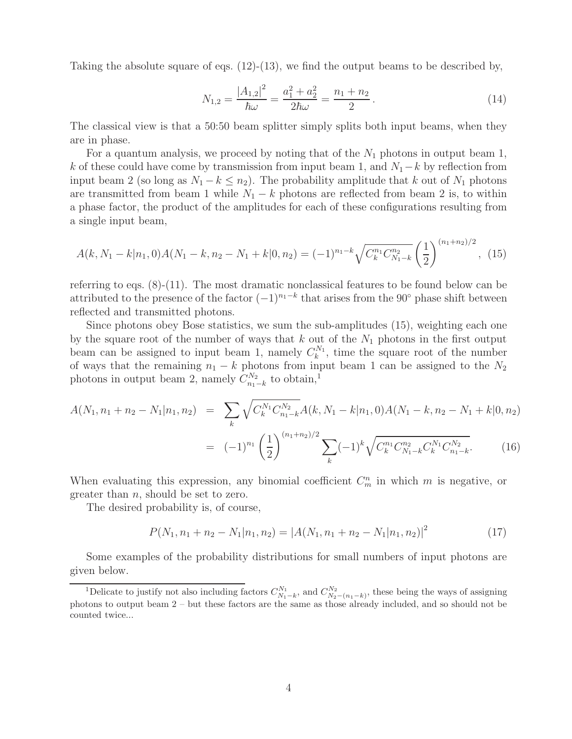Taking the absolute square of eqs. (12)-(13), we find the output beams to be described by,

$$N_{1,2} = \frac{|A_{1,2}|^2}{\hbar\omega} = \frac{a_1^2 + a_2^2}{2\hbar\omega} = \frac{n_1 + n_2}{2}. \tag{14}$$

The classical view is that a 50:50 beam splitter simply splits both input beams, when they are in phase.

For a quantum analysis, we proceed by noting that of the $N_1$ photons in output beam 1, $k$ of these could have come by transmission from input beam 1, and $N_1 - k$ by reflection from input beam 2 (so long as $N_1 - k \le n_2$). The probability amplitude that $k$ out of $N_1$ photons are transmitted from beam 1 while $N_1 - k$ photons are reflected from beam 2 is, to within a phase factor, the product of the amplitudes for each of these configurations resulting from a single input beam,

$$A(k, N_1 - k|n_1, 0)A(N_1 - k, n_2 - N_1 + k|0, n_2) = (-1)^{n_1 - k}\sqrt{C_k^{n_1} C_{N_1-k}^{n_2}}\left(\frac{1}{2}\right)^{(n_1+n_2)/2}, \tag{15}$$

referring to eqs. (8)-(11). The most dramatic nonclassical features to be found below can be attributed to the presence of the factor $(-1)^{n_1-k}$ that arises from the 90° phase shift between reflected and transmitted photons.

Since photons obey Bose statistics, we sum the sub-amplitudes (15), weighting each one by the square root of the number of ways that $k$ out of the $N_1$ photons in the first output beam can be assigned to input beam 1, namely $C_k^{N_1}$, time the square root of the number of ways that the remaining $n_1 - k$ photons from input beam 1 can be assigned to the $N_2$ photons in output beam 2, namely $C_{n_1-k}^{N_2}$ to obtain,[1]

$$\begin{aligned}
A(N_1, n_1 + n_2 - N_1|n_1, n_2) &= \sum_k \sqrt{C_k^{N_1} C_{n_1-k}^{N_2}} A(k, N_1 - k|n_1, 0)A(N_1 - k, n_2 - N_1 + k|0, n_2) \\
&= (-1)^{n_1}\left(\frac{1}{2}\right)^{(n_1+n_2)/2} \sum_k (-1)^k \sqrt{C_k^{n_1} C_{N_1-k}^{n_2} C_k^{N_1} C_{n_1-k}^{N_2}}.
\end{aligned} \tag{16}$$

When evaluating this expression, any binomial coefficient $C_m^n$ in which $m$ is negative, or greater than $n$, should be set to zero.

The desired probability is, of course,

$$P(N_1, n_1 + n_2 - N_1|n_1, n_2) = |A(N_1, n_1 + n_2 - N_1|n_1, n_2)|^2 \tag{17}$$

Some examples of the probability distributions for small numbers of input photons are given below.

[1] Delicate to justify not also including factors $C_{N_1-k}^{N_1}$, and $C_{N_2-(n_1-k)}^{N_2}$, these being the ways of assigning photons to output beam 2 – but these factors are the same as those already included, and so should not be counted twice...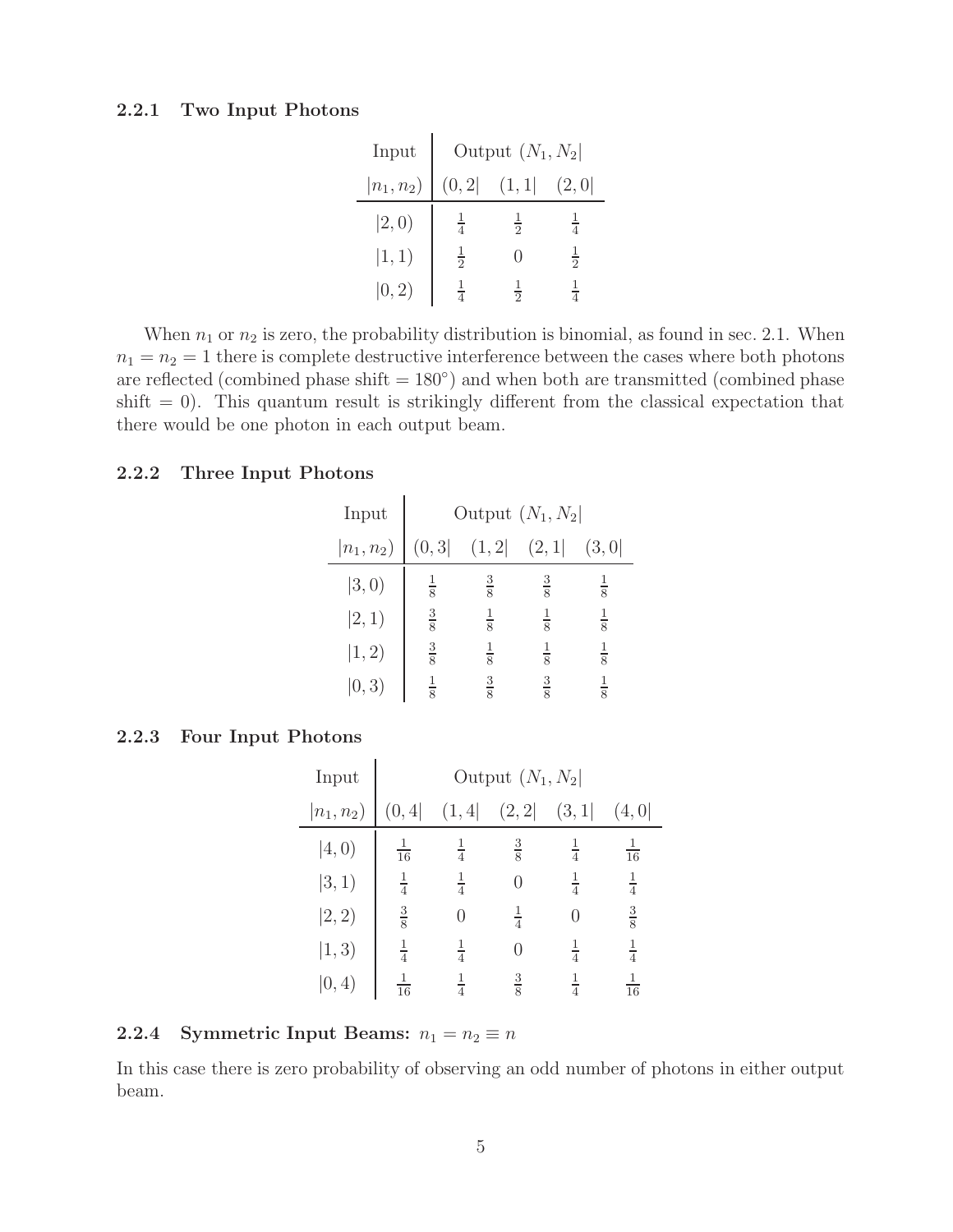### 2.2.1 Two Input Photons

| Input | Output $(N_1, N_2\|$ | | |
|---|---|---|---|
| $\|n_1, n_2)$ | $(0, 2\|$ | $(1, 1\|$ | $(2, 0\|$ |
| $\|2, 0)$ | $\frac{1}{4}$ | $\frac{1}{2}$ | $\frac{1}{4}$ |
| $\|1, 1)$ | $\frac{1}{2}$ | $0$ | $\frac{1}{2}$ |
| $\|0, 2)$ | $\frac{1}{4}$ | $\frac{1}{2}$ | $\frac{1}{4}$ |

When $n_1$ or $n_2$ is zero, the probability distribution is binomial, as found in sec. 2.1. When $n_1 = n_2 = 1$ there is complete destructive interference between the cases where both photons are reflected (combined phase shift = 180°) and when both are transmitted (combined phase shift = 0). This quantum result is strikingly different from the classical expectation that there would be one photon in each output beam.

### 2.2.2 Three Input Photons

| Input | Output $(N_1, N_2\|$ | | | |
|---|---|---|---|---|
| $\|n_1, n_2)$ | $(0, 3\|$ | $(1, 2\|$ | $(2, 1\|$ | $(3, 0\|$ |
| $\|3, 0)$ | $\frac{1}{8}$ | $\frac{3}{8}$ | $\frac{3}{8}$ | $\frac{1}{8}$ |
| $\|2, 1)$ | $\frac{3}{8}$ | $\frac{1}{8}$ | $\frac{1}{8}$ | $\frac{1}{8}$ |
| $\|1, 2)$ | $\frac{3}{8}$ | $\frac{1}{8}$ | $\frac{1}{8}$ | $\frac{1}{8}$ |
| $\|0, 3)$ | $\frac{1}{8}$ | $\frac{3}{8}$ | $\frac{3}{8}$ | $\frac{1}{8}$ |

### 2.2.3 Four Input Photons

| Input | Output $(N_1, N_2\|$ | | | | |
|---|---|---|---|---|---|
| $\|n_1, n_2)$ | $(0, 4\|$ | $(1, 4\|$ | $(2, 2\|$ | $(3, 1\|$ | $(4, 0\|$ |
| $\|4, 0)$ | $\frac{1}{16}$ | $\frac{1}{4}$ | $\frac{3}{8}$ | $\frac{1}{4}$ | $\frac{1}{16}$ |
| $\|3, 1)$ | $\frac{1}{4}$ | $\frac{1}{4}$ | $0$ | $\frac{1}{4}$ | $\frac{1}{4}$ |
| $\|2, 2)$ | $\frac{3}{8}$ | $0$ | $\frac{1}{4}$ | $0$ | $\frac{3}{8}$ |
| $\|1, 3)$ | $\frac{1}{4}$ | $\frac{1}{4}$ | $0$ | $\frac{1}{4}$ | $\frac{1}{4}$ |
| $\|0, 4)$ | $\frac{1}{16}$ | $\frac{1}{4}$ | $\frac{3}{8}$ | $\frac{1}{4}$ | $\frac{1}{16}$ |

### 2.2.4 Symmetric Input Beams: $n_1 = n_2 \equiv n$

In this case there is zero probability of observing an odd number of photons in either output beam.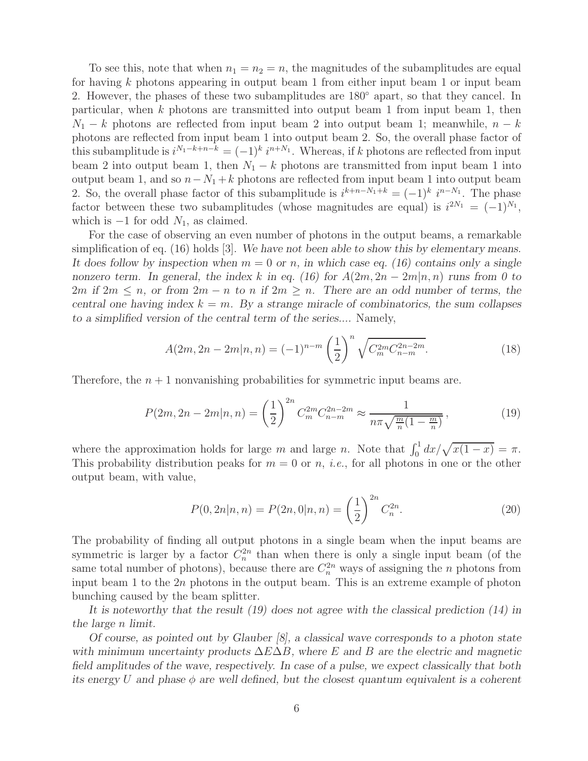To see this, note that when $n_1 = n_2 = n$, the magnitudes of the subamplitudes are equal for having $k$ photons appearing in output beam 1 from either input beam 1 or input beam 2. However, the phases of these two subamplitudes are 180° apart, so that they cancel. In particular, when $k$ photons are transmitted into output beam 1 from input beam 1, then $N_1 - k$ photons are reflected from input beam 2 into output beam 1; meanwhile, $n - k$ photons are reflected from input beam 1 into output beam 2. So, the overall phase factor of this subamplitude is $i^{N_1-k+n-k} = (-1)^k\, i^{n+N_1}$. Whereas, if $k$ photons are reflected from input beam 2 into output beam 1, then $N_1 - k$ photons are transmitted from input beam 1 into output beam 1, and so $n - N_1 + k$ photons are reflected from input beam 1 into output beam 2. So, the overall phase factor of this subamplitude is $i^{k+n-N_1+k} = (-1)^k\, i^{n-N_1}$. The phase factor between these two subamplitudes (whose magnitudes are equal) is $i^{2N_1} = (-1)^{N_1}$, which is $-1$ for odd $N_1$, as claimed.

For the case of observing an even number of photons in the output beams, a remarkable simplification of eq. (16) holds [3]. *We have not been able to show this by elementary means. It does follow by inspection when $m = 0$ or $n$, in which case eq. (16) contains only a single nonzero term. In general, the index $k$ in eq. (16) for $A(2m, 2n - 2m|n, n)$ runs from 0 to $2m$ if $2m \le n$, or from $2m - n$ to $n$ if $2m \ge n$. There are an odd number of terms, the central one having index $k = m$. By a strange miracle of combinatorics, the sum collapses to a simplified version of the central term of the series....* Namely,

$$A(2m, 2n - 2m|n, n) = (-1)^{n-m} \left(\frac{1}{2}\right)^n \sqrt{C_m^{2m} C_{n-m}^{2n-2m}}. \tag{18}$$

Therefore, the $n + 1$ nonvanishing probabilities for symmetric input beams are.

$$P(2m, 2n - 2m|n, n) = \left(\frac{1}{2}\right)^{2n} C_m^{2m} C_{n-m}^{2n-2m} \approx \frac{1}{n\pi\sqrt{\frac{m}{n}(1 - \frac{m}{n})}}, \tag{19}$$

where the approximation holds for large $m$ and large $n$. Note that $\int_0^1 dx/\sqrt{x(1-x)} = \pi$. This probability distribution peaks for $m = 0$ or $n$, *i.e.*, for all photons in one or the other output beam, with value,

$$P(0, 2n|n, n) = P(2n, 0|n, n) = \left(\frac{1}{2}\right)^{2n} C_n^{2n}. \tag{20}$$

The probability of finding all output photons in a single beam when the input beams are symmetric is larger by a factor $C_n^{2n}$ than when there is only a single input beam (of the same total number of photons), because there are $C_n^{2n}$ ways of assigning the $n$ photons from input beam 1 to the $2n$ photons in the output beam. This is an extreme example of photon bunching caused by the beam splitter.

*It is noteworthy that the result (19) does not agree with the classical prediction (14) in the large $n$ limit.*

*Of course, as pointed out by Glauber [8], a classical wave corresponds to a photon state with minimum uncertainty products $\Delta E \Delta B$, where $E$ and $B$ are the electric and magnetic field amplitudes of the wave, respectively. In case of a pulse, we expect classically that both its energy $U$ and phase $\phi$ are well defined, but the closest quantum equivalent is a coherent*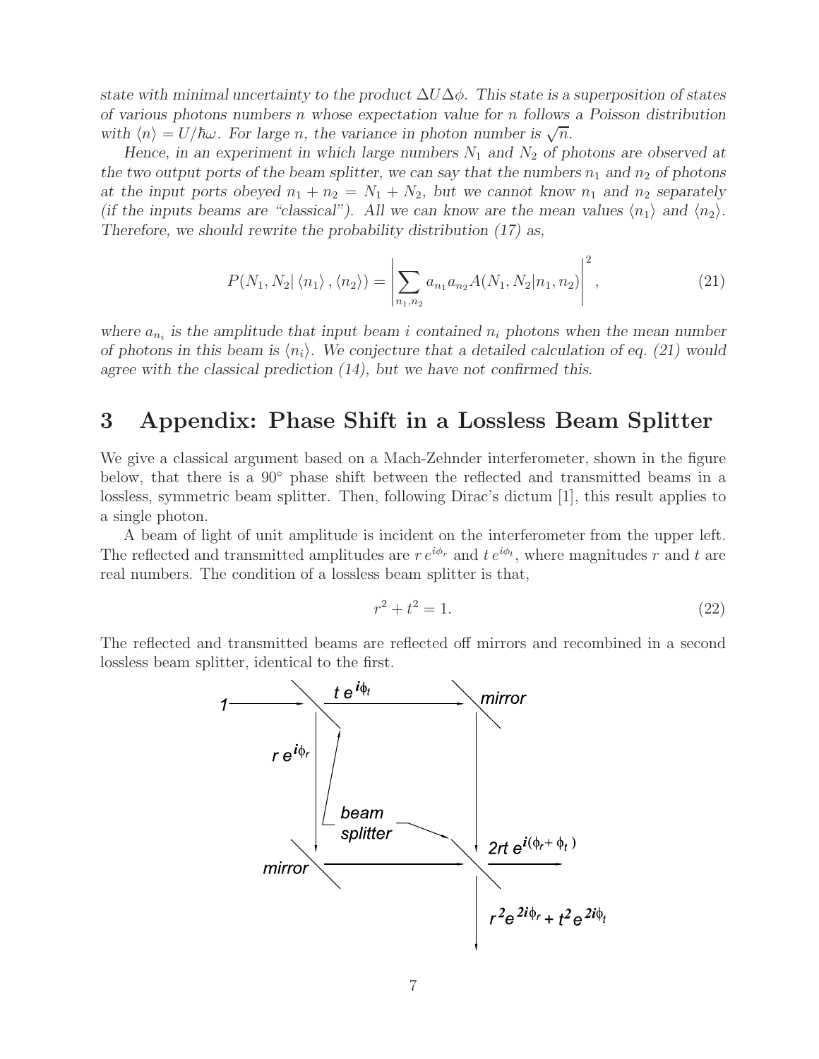*state with minimal uncertainty to the product $\Delta U \Delta\phi$. This state is a superposition of states of various photons numbers $n$ whose expectation value for $n$ follows a Poisson distribution with $\langle n \rangle = U/\hbar\omega$. For large $n$, the variance in photon number is $\sqrt{n}$.*

*Hence, in an experiment in which large numbers $N_1$ and $N_2$ of photons are observed at the two output ports of the beam splitter, we can say that the numbers $n_1$ and $n_2$ of photons at the input ports obeyed $n_1 + n_2 = N_1 + N_2$, but we cannot know $n_1$ and $n_2$ separately (if the inputs beams are "classical"). All we can know are the mean values $\langle n_1 \rangle$ and $\langle n_2 \rangle$. Therefore, we should rewrite the probability distribution (17) as,*

$$P(N_1, N_2 | \langle n_1 \rangle, \langle n_2 \rangle) = \left| \sum_{n_1, n_2} a_{n_1} a_{n_2} A(N_1, N_2 | n_1, n_2) \right|^2, \tag{21}$$

*where $a_{n_i}$ is the amplitude that input beam $i$ contained $n_i$ photons when the mean number of photons in this beam is $\langle n_i \rangle$. We conjecture that a detailed calculation of eq. (21) would agree with the classical prediction (14), but we have not confirmed this.*

# 3 Appendix: Phase Shift in a Lossless Beam Splitter

We give a classical argument based on a Mach-Zehnder interferometer, shown in the figure below, that there is a 90° phase shift between the reflected and transmitted beams in a lossless, symmetric beam splitter. Then, following Dirac's dictum [1], this result applies to a single photon.

A beam of light of unit amplitude is incident on the interferometer from the upper left. The reflected and transmitted amplitudes are $r\, e^{i\phi_r}$ and $t\, e^{i\phi_t}$, where magnitudes $r$ and $t$ are real numbers. The condition of a lossless beam splitter is that,

$$r^2 + t^2 = 1. \tag{22}$$

The reflected and transmitted beams are reflected off mirrors and recombined in a second lossless beam splitter, identical to the first.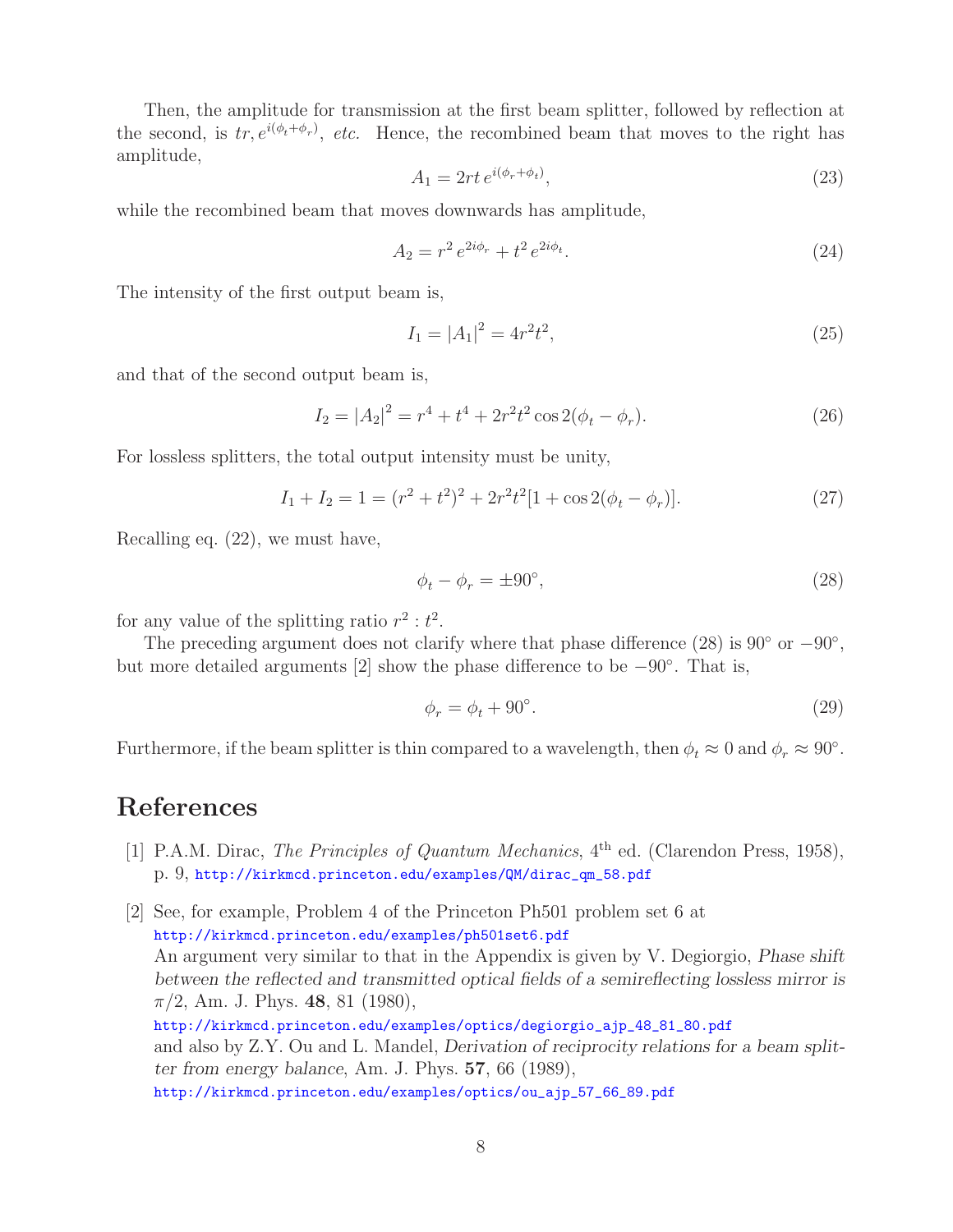Then, the amplitude for transmission at the first beam splitter, followed by reflection at the second, is $tr, e^{i(\phi_t+\phi_r)}$, *etc.* Hence, the recombined beam that moves to the right has amplitude,

$$A_1 = 2rt\, e^{i(\phi_r+\phi_t)}, \tag{23}$$

while the recombined beam that moves downwards has amplitude,

$$A_2 = r^2\, e^{2i\phi_r} + t^2\, e^{2i\phi_t}. \tag{24}$$

The intensity of the first output beam is,

$$I_1 = |A_1|^2 = 4r^2t^2, \tag{25}$$

and that of the second output beam is,

$$I_2 = |A_2|^2 = r^4 + t^4 + 2r^2t^2 \cos 2(\phi_t - \phi_r). \tag{26}$$

For lossless splitters, the total output intensity must be unity,

$$I_1 + I_2 = 1 = (r^2 + t^2)^2 + 2r^2t^2[1 + \cos 2(\phi_t - \phi_r)]. \tag{27}$$

Recalling eq. (22), we must have,

$$\phi_t - \phi_r = \pm 90^\circ, \tag{28}$$

for any value of the splitting ratio $r^2 : t^2$.

The preceding argument does not clarify where that phase difference (28) is $90^\circ$ or $-90^\circ$, but more detailed arguments [2] show the phase difference to be $-90^\circ$. That is,

$$\phi_r = \phi_t + 90^\circ. \tag{29}$$

Furthermore, if the beam splitter is thin compared to a wavelength, then $\phi_t \approx 0$ and $\phi_r \approx 90^\circ$.

# References

[1] P.A.M. Dirac, *The Principles of Quantum Mechanics*, 4th ed. (Clarendon Press, 1958), p. 9, http://kirkmcd.princeton.edu/examples/QM/dirac_qm_58.pdf

[2] See, for example, Problem 4 of the Princeton Ph501 problem set 6 at http://kirkmcd.princeton.edu/examples/ph501set6.pdf
An argument very similar to that in the Appendix is given by V. Degiorgio, *Phase shift between the reflected and transmitted optical fields of a semireflecting lossless mirror is* $\pi/2$, Am. J. Phys. **48**, 81 (1980),
http://kirkmcd.princeton.edu/examples/optics/degiorgio_ajp_48_81_80.pdf
and also by Z.Y. Ou and L. Mandel, *Derivation of reciprocity relations for a beam splitter from energy balance*, Am. J. Phys. **57**, 66 (1989),
http://kirkmcd.princeton.edu/examples/optics/ou_ajp_57_66_89.pdf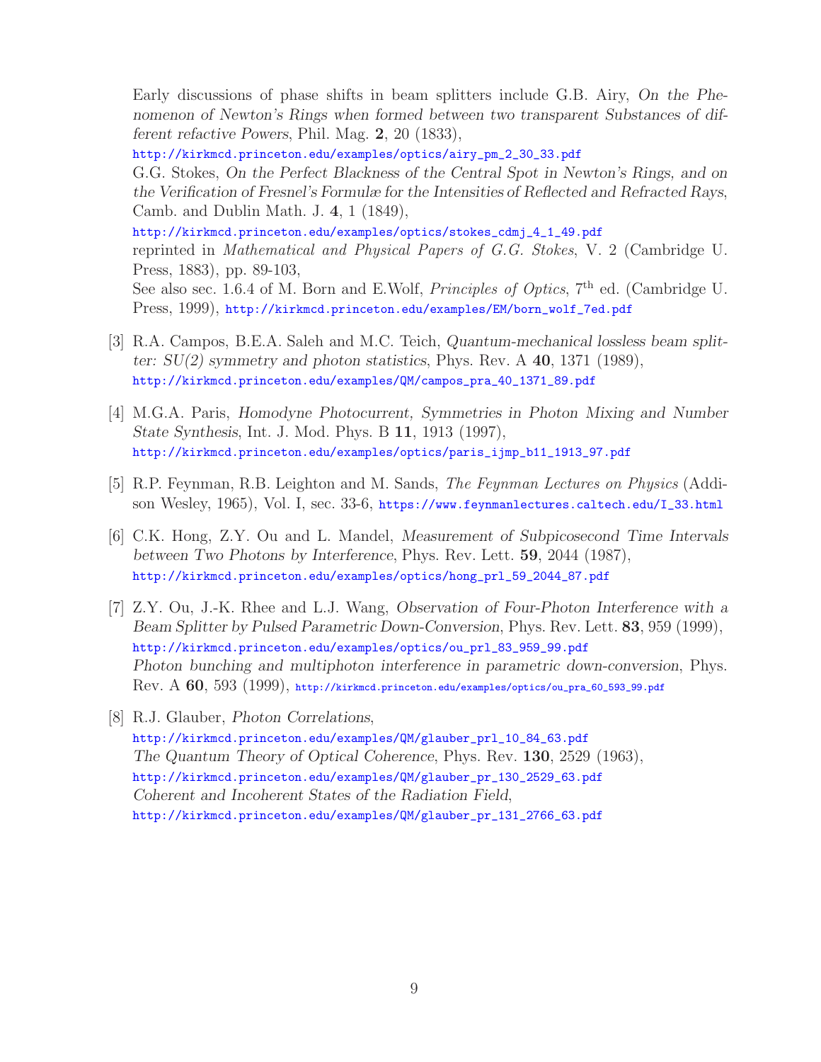Early discussions of phase shifts in beam splitters include G.B. Airy, *On the Phenomenon of Newton's Rings when formed between two transparent Substances of different refactive Powers*, Phil. Mag. **2**, 20 (1833),
http://kirkmcd.princeton.edu/examples/optics/airy_pm_2_30_33.pdf
G.G. Stokes, *On the Perfect Blackness of the Central Spot in Newton's Rings, and on the Verification of Fresnel's Formulæ for the Intensities of Reflected and Refracted Rays*, Camb. and Dublin Math. J. **4**, 1 (1849),
http://kirkmcd.princeton.edu/examples/optics/stokes_cdmj_4_1_49.pdf
reprinted in *Mathematical and Physical Papers of G.G. Stokes*, V. 2 (Cambridge U. Press, 1883), pp. 89-103,
See also sec. 1.6.4 of M. Born and E.Wolf, *Principles of Optics*, 7th ed. (Cambridge U. Press, 1999), http://kirkmcd.princeton.edu/examples/EM/born_wolf_7ed.pdf

[3] R.A. Campos, B.E.A. Saleh and M.C. Teich, *Quantum-mechanical lossless beam splitter: SU(2) symmetry and photon statistics*, Phys. Rev. A **40**, 1371 (1989), http://kirkmcd.princeton.edu/examples/QM/campos_pra_40_1371_89.pdf

[4] M.G.A. Paris, *Homodyne Photocurrent, Symmetries in Photon Mixing and Number State Synthesis*, Int. J. Mod. Phys. B **11**, 1913 (1997), http://kirkmcd.princeton.edu/examples/optics/paris_ijmp_b11_1913_97.pdf

[5] R.P. Feynman, R.B. Leighton and M. Sands, *The Feynman Lectures on Physics* (Addison Wesley, 1965), Vol. I, sec. 33-6, https://www.feynmanlectures.caltech.edu/I_33.html

[6] C.K. Hong, Z.Y. Ou and L. Mandel, *Measurement of Subpicosecond Time Intervals between Two Photons by Interference*, Phys. Rev. Lett. **59**, 2044 (1987), http://kirkmcd.princeton.edu/examples/optics/hong_prl_59_2044_87.pdf

[7] Z.Y. Ou, J.-K. Rhee and L.J. Wang, *Observation of Four-Photon Interference with a Beam Splitter by Pulsed Parametric Down-Conversion*, Phys. Rev. Lett. **83**, 959 (1999), http://kirkmcd.princeton.edu/examples/optics/ou_prl_83_959_99.pdf
*Photon bunching and multiphoton interference in parametric down-conversion*, Phys. Rev. A **60**, 593 (1999), http://kirkmcd.princeton.edu/examples/optics/ou_pra_60_593_99.pdf

[8] R.J. Glauber, *Photon Correlations*, http://kirkmcd.princeton.edu/examples/QM/glauber_prl_10_84_63.pdf
*The Quantum Theory of Optical Coherence*, Phys. Rev. **130**, 2529 (1963), http://kirkmcd.princeton.edu/examples/QM/glauber_pr_130_2529_63.pdf
*Coherent and Incoherent States of the Radiation Field*, http://kirkmcd.princeton.edu/examples/QM/glauber_pr_131_2766_63.pdf